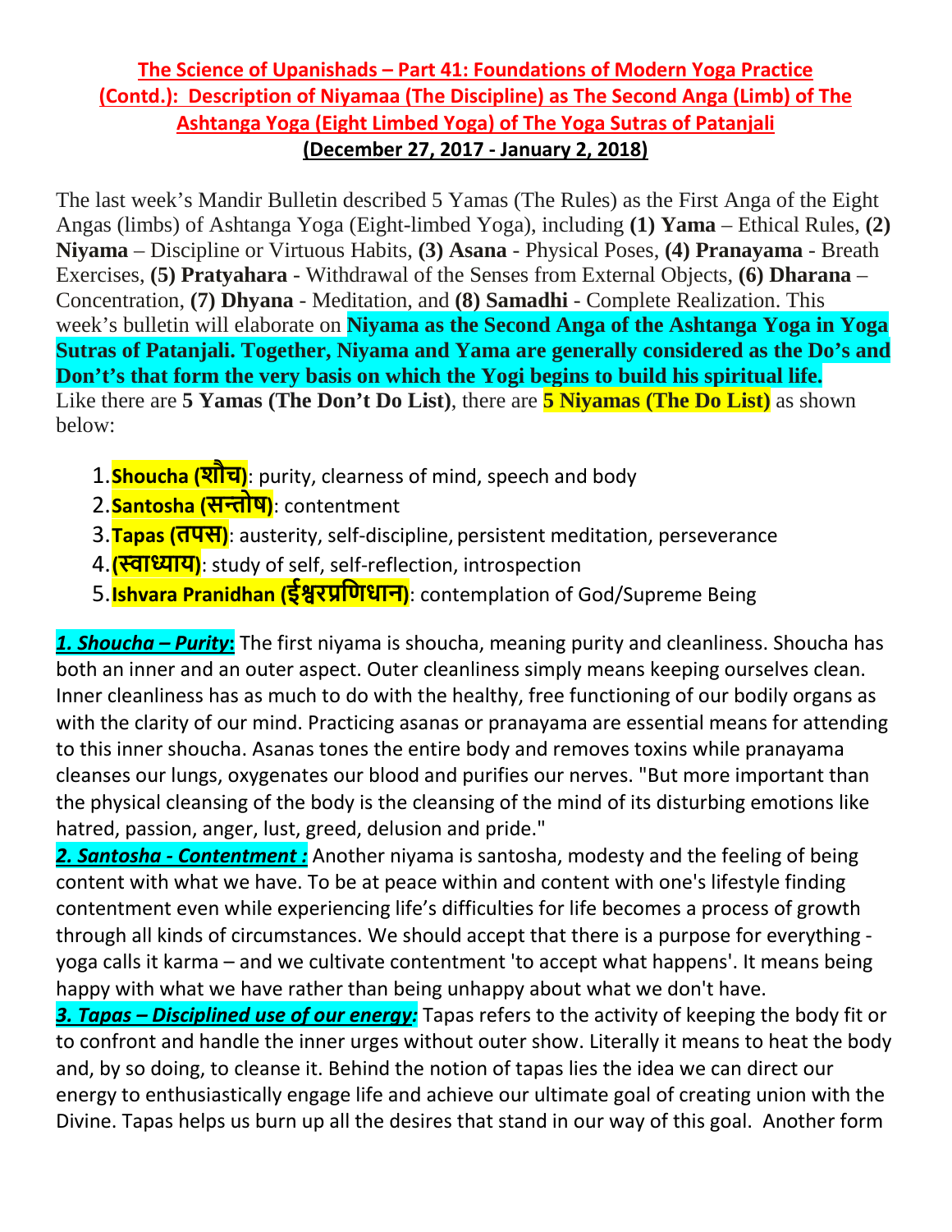## The Science of Upanishads – Part 41: Foundations of Modern Yoga Practice (Contd.): Description of Niyamaa (The Discipline) as The Second Anga (Limb) of The Ashtanga Yoga (Eight Limbed Yoga) of The Yoga Sutras of Patanjali

**(December 27, 2017 - January 2, 2018)**

The last week's Mandir Bulletin described 5 Yamas (The Rules) as the First Anga of the Eight Angas (limbs) of Ashtanga Yoga (Eight-limbed Yoga), including **(1) Yama** – Ethical Rules, **(2) Niyama** – Discipline or Virtuous Habits, **(3) Asana** - Physical Poses, **(4) Pranayama** - Breath Exercises, **(5) Pratyahara** - Withdrawal of the Senses from External Objects, **(6) Dharana** – Concentration, **(7) Dhyana** - Meditation, and **(8) Samadhi** - Complete Realization. This week's bulletin will elaborate on **Niyama as the Second Anga of the Ashtanga Yoga in Yoga Sutras of Patanjali. Together, Niyama and Yama are generally considered as the Do's and Don't's that form the very basis on which the Yogi begins to build his spiritual life.** Like there are **5 Yamas (The Don't Do List)**, there are **5 Niyamas (The Do List)** as shown below:

1. **Shoucha (शौच)**: purity, clearness of mind, speech and body
2. **Santosha (सन्तोष)**: contentment
3. **Tapas (तपस)**: austerity, self-discipline, persistent meditation, perseverance
4. **(स्वाध्याय)**: study of self, self-reflection, introspection
5. **Ishvara Pranidhan (ईश्वरप्रणिधान)**: contemplation of God/Supreme Being

***1. Shoucha – Purity*:** The first niyama is shoucha, meaning purity and cleanliness. Shoucha has both an inner and an outer aspect. Outer cleanliness simply means keeping ourselves clean. Inner cleanliness has as much to do with the healthy, free functioning of our bodily organs as with the clarity of our mind. Practicing asanas or pranayama are essential means for attending to this inner shoucha. Asanas tones the entire body and removes toxins while pranayama cleanses our lungs, oxygenates our blood and purifies our nerves. "But more important than the physical cleansing of the body is the cleansing of the mind of its disturbing emotions like hatred, passion, anger, lust, greed, delusion and pride."

***2. Santosha - Contentment :*** Another niyama is santosha, modesty and the feeling of being content with what we have. To be at peace within and content with one's lifestyle finding contentment even while experiencing life's difficulties for life becomes a process of growth through all kinds of circumstances. We should accept that there is a purpose for everything - yoga calls it karma – and we cultivate contentment 'to accept what happens'. It means being happy with what we have rather than being unhappy about what we don't have.

***3. Tapas – Disciplined use of our energy:*** Tapas refers to the activity of keeping the body fit or to confront and handle the inner urges without outer show. Literally it means to heat the body and, by so doing, to cleanse it. Behind the notion of tapas lies the idea we can direct our energy to enthusiastically engage life and achieve our ultimate goal of creating union with the Divine. Tapas helps us burn up all the desires that stand in our way of this goal. Another form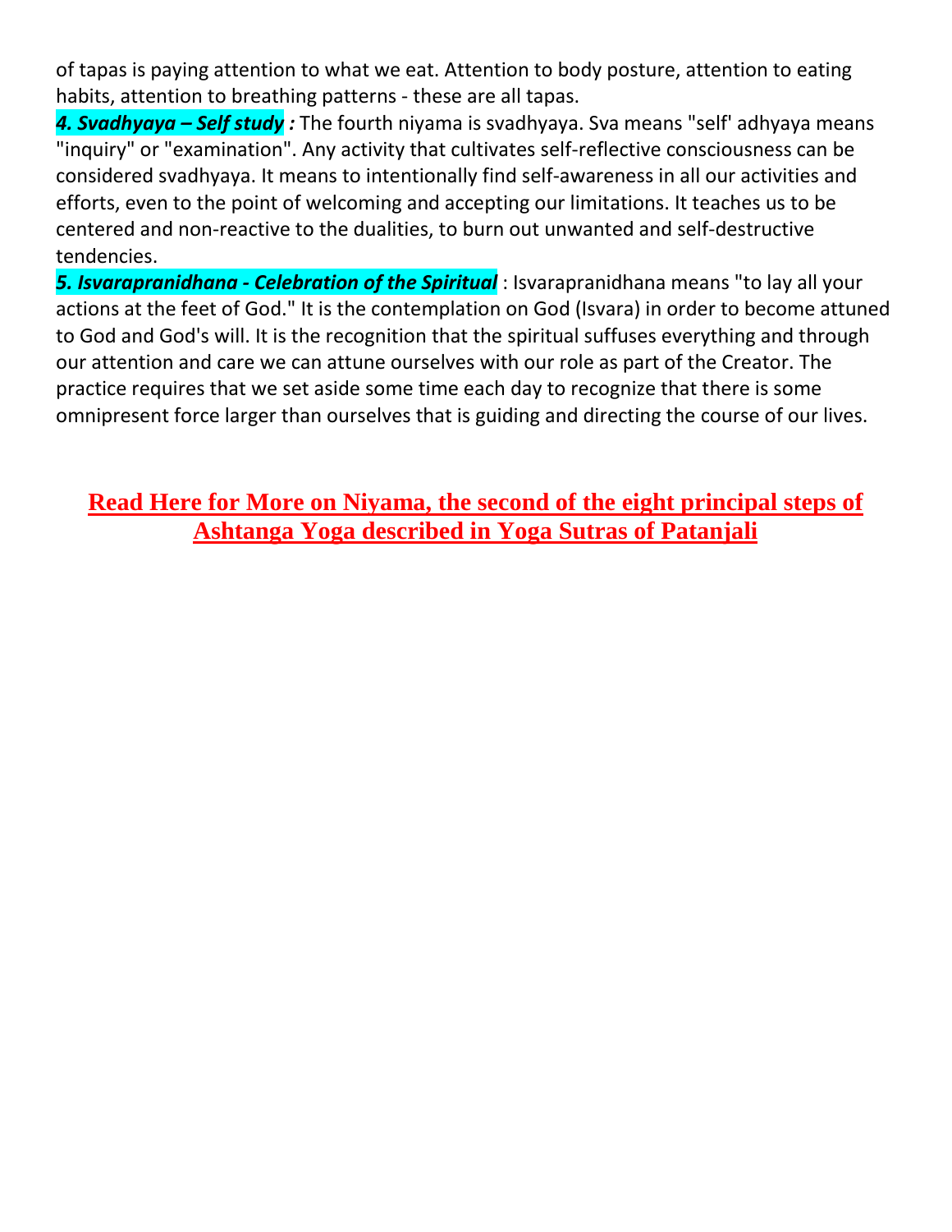of tapas is paying attention to what we eat. Attention to body posture, attention to eating habits, attention to breathing patterns - these are all tapas.

***4. Svadhyaya – Self study :*** The fourth niyama is svadhyaya. Sva means "self' adhyaya means "inquiry" or "examination". Any activity that cultivates self-reflective consciousness can be considered svadhyaya. It means to intentionally find self-awareness in all our activities and efforts, even to the point of welcoming and accepting our limitations. It teaches us to be centered and non-reactive to the dualities, to burn out unwanted and self-destructive tendencies.

***5. Isvarapranidhana - Celebration of the Spiritual*** : Isvarapranidhana means "to lay all your actions at the feet of God." It is the contemplation on God (Isvara) in order to become attuned to God and God's will. It is the recognition that the spiritual suffuses everything and through our attention and care we can attune ourselves with our role as part of the Creator. The practice requires that we set aside some time each day to recognize that there is some omnipresent force larger than ourselves that is guiding and directing the course of our lives.

**Read Here for More on Niyama, the second of the eight principal steps of Ashtanga Yoga described in Yoga Sutras of Patanjali**